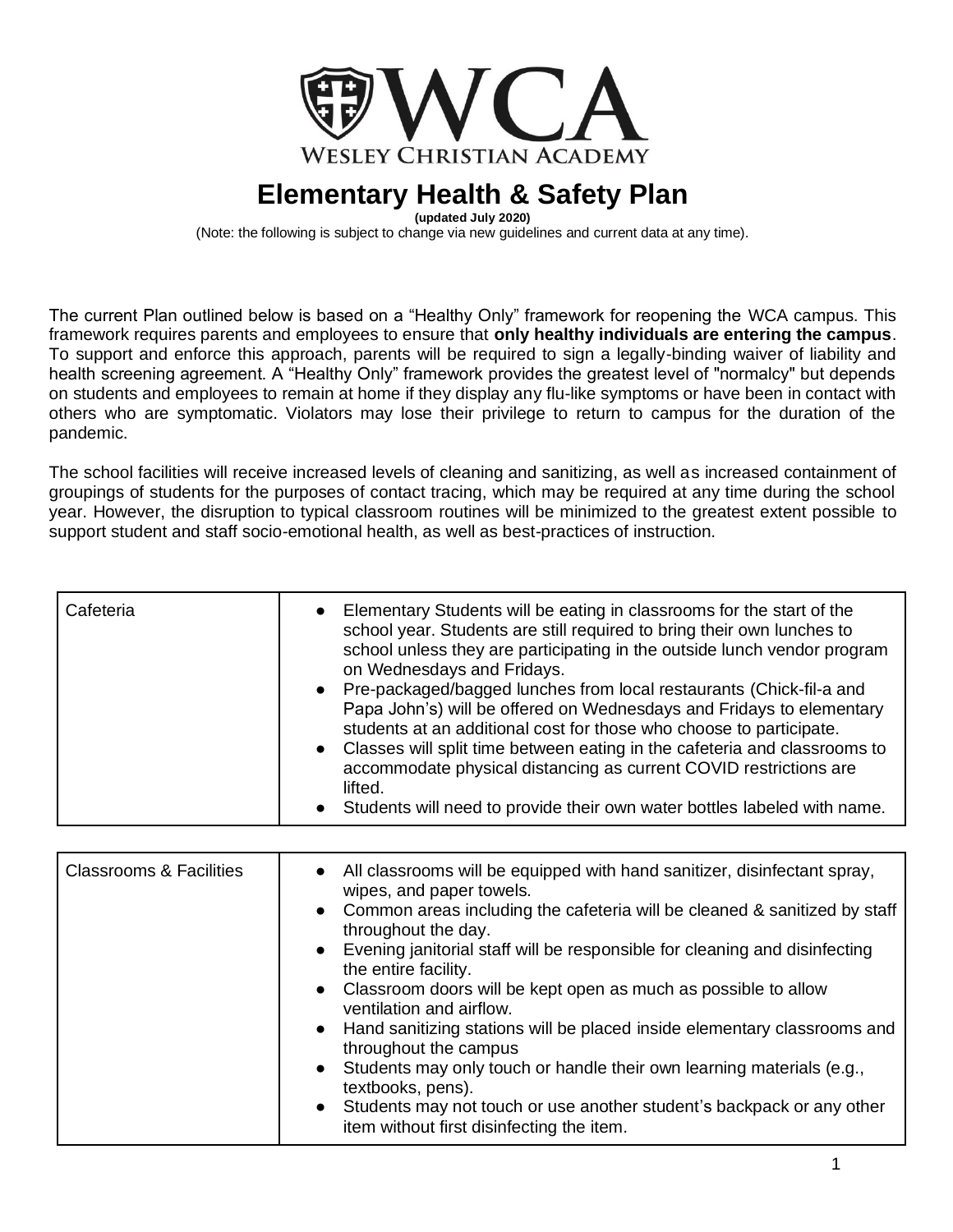WCA

WESLEY CHRISTIAN ACADEMY

# Elementary Health & Safety Plan

**(updated July 2020)**

(Note: the following is subject to change via new guidelines and current data at any time).

The current Plan outlined below is based on a "Healthy Only" framework for reopening the WCA campus. This framework requires parents and employees to ensure that **only healthy individuals are entering the campus**. To support and enforce this approach, parents will be required to sign a legally-binding waiver of liability and health screening agreement. A "Healthy Only" framework provides the greatest level of "normalcy" but depends on students and employees to remain at home if they display any flu-like symptoms or have been in contact with others who are symptomatic. Violators may lose their privilege to return to campus for the duration of the pandemic.

The school facilities will receive increased levels of cleaning and sanitizing, as well as increased containment of groupings of students for the purposes of contact tracing, which may be required at any time during the school year. However, the disruption to typical classroom routines will be minimized to the greatest extent possible to support student and staff socio-emotional health, as well as best-practices of instruction.

| | |
|---|---|
| Cafeteria | • Elementary Students will be eating in classrooms for the start of the school year. Students are still required to bring their own lunches to school unless they are participating in the outside lunch vendor program on Wednesdays and Fridays.<br>• Pre-packaged/bagged lunches from local restaurants (Chick-fil-a and Papa John's) will be offered on Wednesdays and Fridays to elementary students at an additional cost for those who choose to participate.<br>• Classes will split time between eating in the cafeteria and classrooms to accommodate physical distancing as current COVID restrictions are lifted.<br>• Students will need to provide their own water bottles labeled with name. |

| | |
|---|---|
| Classrooms & Facilities | • All classrooms will be equipped with hand sanitizer, disinfectant spray, wipes, and paper towels.<br>• Common areas including the cafeteria will be cleaned & sanitized by staff throughout the day.<br>• Evening janitorial staff will be responsible for cleaning and disinfecting the entire facility.<br>• Classroom doors will be kept open as much as possible to allow ventilation and airflow.<br>• Hand sanitizing stations will be placed inside elementary classrooms and throughout the campus<br>• Students may only touch or handle their own learning materials (e.g., textbooks, pens).<br>• Students may not touch or use another student's backpack or any other item without first disinfecting the item. |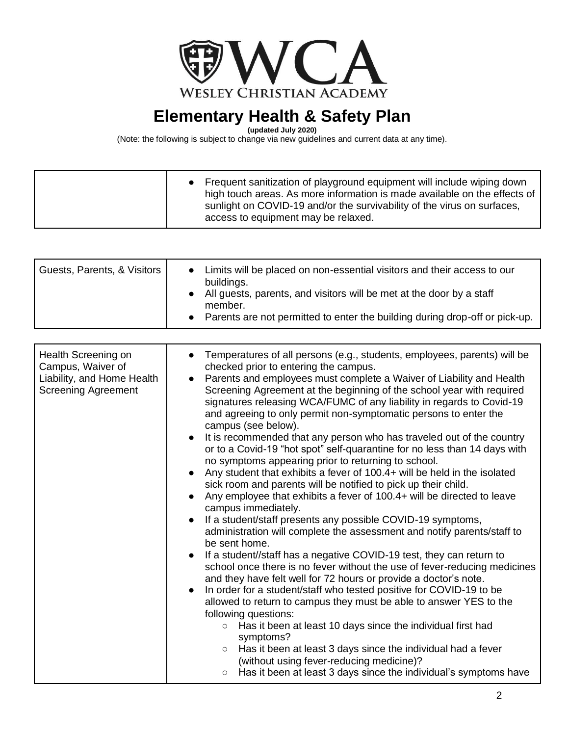# Elementary Health & Safety Plan

**(updated July 2020)**

(Note: the following is subject to change via new guidelines and current data at any time).

| | |
|---|---|
| | • Frequent sanitization of playground equipment will include wiping down high touch areas. As more information is made available on the effects of sunlight on COVID-19 and/or the survivability of the virus on surfaces, access to equipment may be relaxed. |

| | |
|---|---|
| Guests, Parents, & Visitors | • Limits will be placed on non-essential visitors and their access to our buildings.<br>• All guests, parents, and visitors will be met at the door by a staff member.<br>• Parents are not permitted to enter the building during drop-off or pick-up. |

| | |
|---|---|
| Health Screening on Campus, Waiver of Liability, and Home Health Screening Agreement | • Temperatures of all persons (e.g., students, employees, parents) will be checked prior to entering the campus.<br>• Parents and employees must complete a Waiver of Liability and Health Screening Agreement at the beginning of the school year with required signatures releasing WCA/FUMC of any liability in regards to Covid-19 and agreeing to only permit non-symptomatic persons to enter the campus (see below).<br>• It is recommended that any person who has traveled out of the country or to a Covid-19 "hot spot" self-quarantine for no less than 14 days with no symptoms appearing prior to returning to school.<br>• Any student that exhibits a fever of 100.4+ will be held in the isolated sick room and parents will be notified to pick up their child.<br>• Any employee that exhibits a fever of 100.4+ will be directed to leave campus immediately.<br>• If a student/staff presents any possible COVID-19 symptoms, administration will complete the assessment and notify parents/staff to be sent home.<br>• If a student//staff has a negative COVID-19 test, they can return to school once there is no fever without the use of fever-reducing medicines and they have felt well for 72 hours or provide a doctor's note.<br>• In order for a student/staff who tested positive for COVID-19 to be allowed to return to campus they must be able to answer YES to the following questions:<br>&nbsp;&nbsp;&nbsp;&nbsp;○ Has it been at least 10 days since the individual first had symptoms?<br>&nbsp;&nbsp;&nbsp;&nbsp;○ Has it been at least 3 days since the individual had a fever (without using fever-reducing medicine)?<br>&nbsp;&nbsp;&nbsp;&nbsp;○ Has it been at least 3 days since the individual's symptoms have |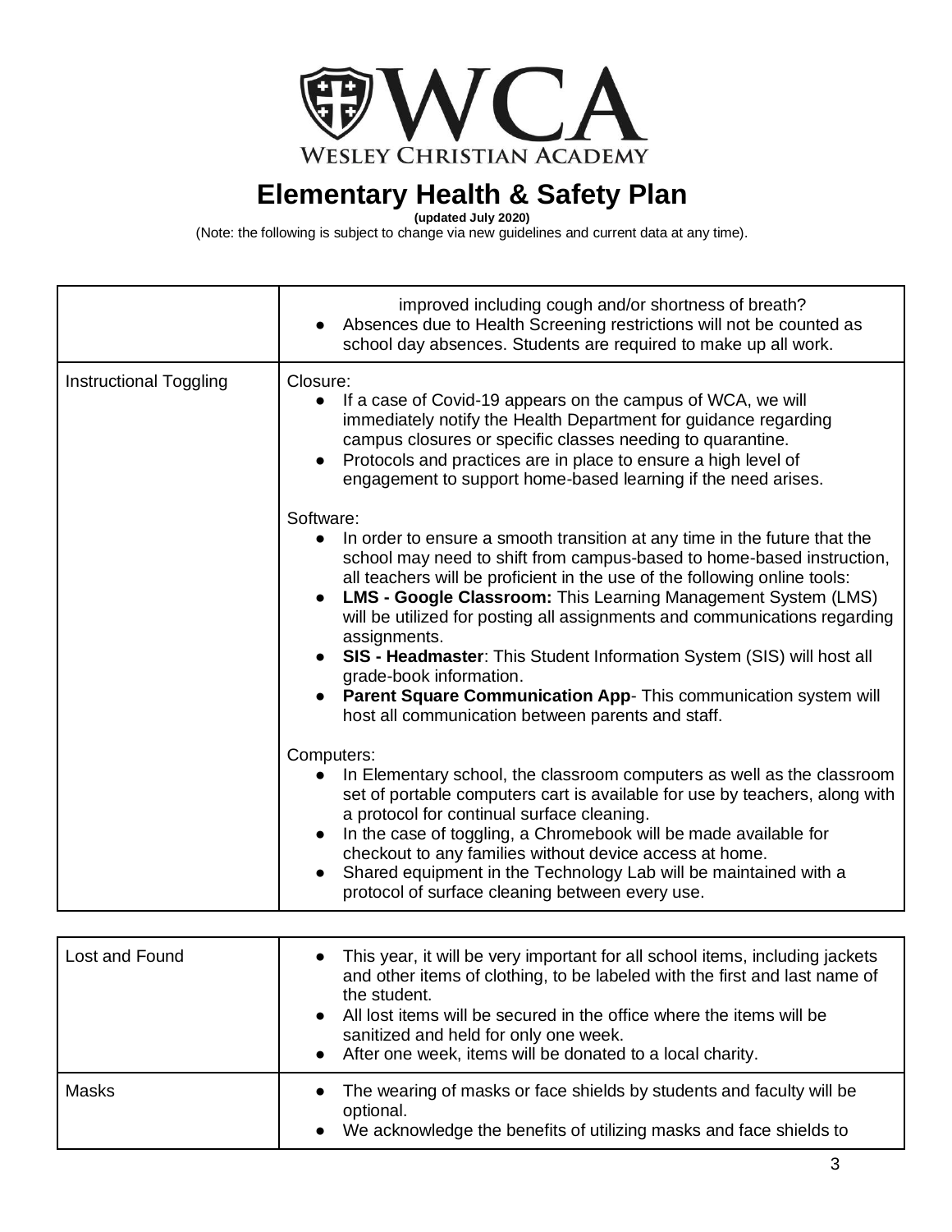# Elementary Health & Safety Plan

**(updated July 2020)**

(Note: the following is subject to change via new guidelines and current data at any time).

| | |
|---|---|
| | improved including cough and/or shortness of breath?<br>• Absences due to Health Screening restrictions will not be counted as school day absences. Students are required to make up all work. |
| Instructional Toggling | Closure:<br>• If a case of Covid-19 appears on the campus of WCA, we will immediately notify the Health Department for guidance regarding campus closures or specific classes needing to quarantine.<br>• Protocols and practices are in place to ensure a high level of engagement to support home-based learning if the need arises.<br><br>Software:<br>• In order to ensure a smooth transition at any time in the future that the school may need to shift from campus-based to home-based instruction, all teachers will be proficient in the use of the following online tools:<br>• **LMS - Google Classroom:** This Learning Management System (LMS) will be utilized for posting all assignments and communications regarding assignments.<br>• **SIS - Headmaster**: This Student Information System (SIS) will host all grade-book information.<br>• **Parent Square Communication App**- This communication system will host all communication between parents and staff.<br><br>Computers:<br>• In Elementary school, the classroom computers as well as the classroom set of portable computers cart is available for use by teachers, along with a protocol for continual surface cleaning.<br>• In the case of toggling, a Chromebook will be made available for checkout to any families without device access at home.<br>• Shared equipment in the Technology Lab will be maintained with a protocol of surface cleaning between every use. |

| | |
|---|---|
| Lost and Found | • This year, it will be very important for all school items, including jackets and other items of clothing, to be labeled with the first and last name of the student.<br>• All lost items will be secured in the office where the items will be sanitized and held for only one week.<br>• After one week, items will be donated to a local charity. |
| Masks | • The wearing of masks or face shields by students and faculty will be optional.<br>• We acknowledge the benefits of utilizing masks and face shields to |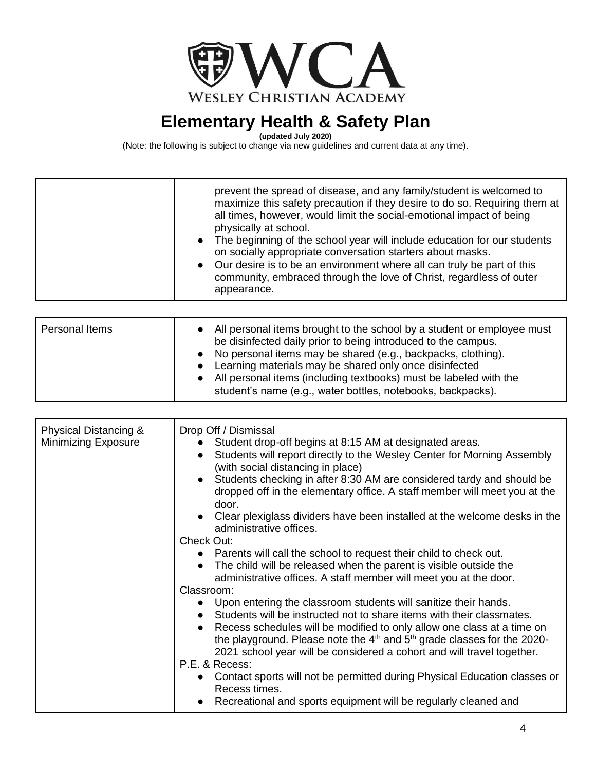# Elementary Health & Safety Plan

**(updated July 2020)**

(Note: the following is subject to change via new guidelines and current data at any time).

| | |
|---|---|
| | prevent the spread of disease, and any family/student is welcomed to maximize this safety precaution if they desire to do so. Requiring them at all times, however, would limit the social-emotional impact of being physically at school.<br>• The beginning of the school year will include education for our students on socially appropriate conversation starters about masks.<br>• Our desire is to be an environment where all can truly be part of this community, embraced through the love of Christ, regardless of outer appearance. |

| | |
|---|---|
| Personal Items | • All personal items brought to the school by a student or employee must be disinfected daily prior to being introduced to the campus.<br>• No personal items may be shared (e.g., backpacks, clothing).<br>• Learning materials may be shared only once disinfected<br>• All personal items (including textbooks) must be labeled with the student's name (e.g., water bottles, notebooks, backpacks). |

| | |
|---|---|
| Physical Distancing & Minimizing Exposure | Drop Off / Dismissal<br>• Student drop-off begins at 8:15 AM at designated areas.<br>• Students will report directly to the Wesley Center for Morning Assembly (with social distancing in place)<br>• Students checking in after 8:30 AM are considered tardy and should be dropped off in the elementary office. A staff member will meet you at the door.<br>• Clear plexiglass dividers have been installed at the welcome desks in the administrative offices.<br>Check Out:<br>• Parents will call the school to request their child to check out.<br>• The child will be released when the parent is visible outside the administrative offices. A staff member will meet you at the door.<br>Classroom:<br>• Upon entering the classroom students will sanitize their hands.<br>• Students will be instructed not to share items with their classmates.<br>• Recess schedules will be modified to only allow one class at a time on the playground. Please note the 4th and 5th grade classes for the 2020-2021 school year will be considered a cohort and will travel together.<br>P.E. & Recess:<br>• Contact sports will not be permitted during Physical Education classes or Recess times.<br>• Recreational and sports equipment will be regularly cleaned and |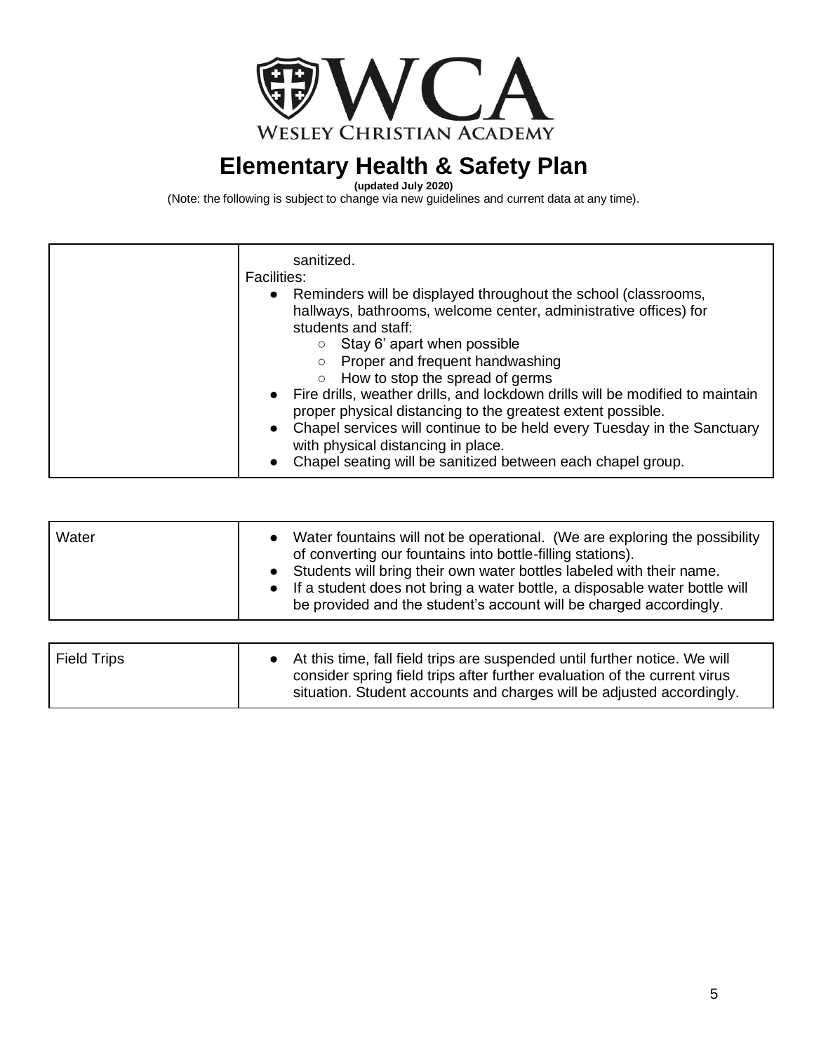| | |
|---|---|
| | sanitized.<br>Facilities:<br>• Reminders will be displayed throughout the school (classrooms, hallways, bathrooms, welcome center, administrative offices) for students and staff:<br>&nbsp;&nbsp;&nbsp;&nbsp;○ Stay 6' apart when possible<br>&nbsp;&nbsp;&nbsp;&nbsp;○ Proper and frequent handwashing<br>&nbsp;&nbsp;&nbsp;&nbsp;○ How to stop the spread of germs<br>• Fire drills, weather drills, and lockdown drills will be modified to maintain proper physical distancing to the greatest extent possible.<br>• Chapel services will continue to be held every Tuesday in the Sanctuary with physical distancing in place.<br>• Chapel seating will be sanitized between each chapel group. |

| | |
|---|---|
| Water | • Water fountains will not be operational. (We are exploring the possibility of converting our fountains into bottle-filling stations).<br>• Students will bring their own water bottles labeled with their name.<br>• If a student does not bring a water bottle, a disposable water bottle will be provided and the student's account will be charged accordingly. |

| | |
|---|---|
| Field Trips | • At this time, fall field trips are suspended until further notice. We will consider spring field trips after further evaluation of the current virus situation. Student accounts and charges will be adjusted accordingly. |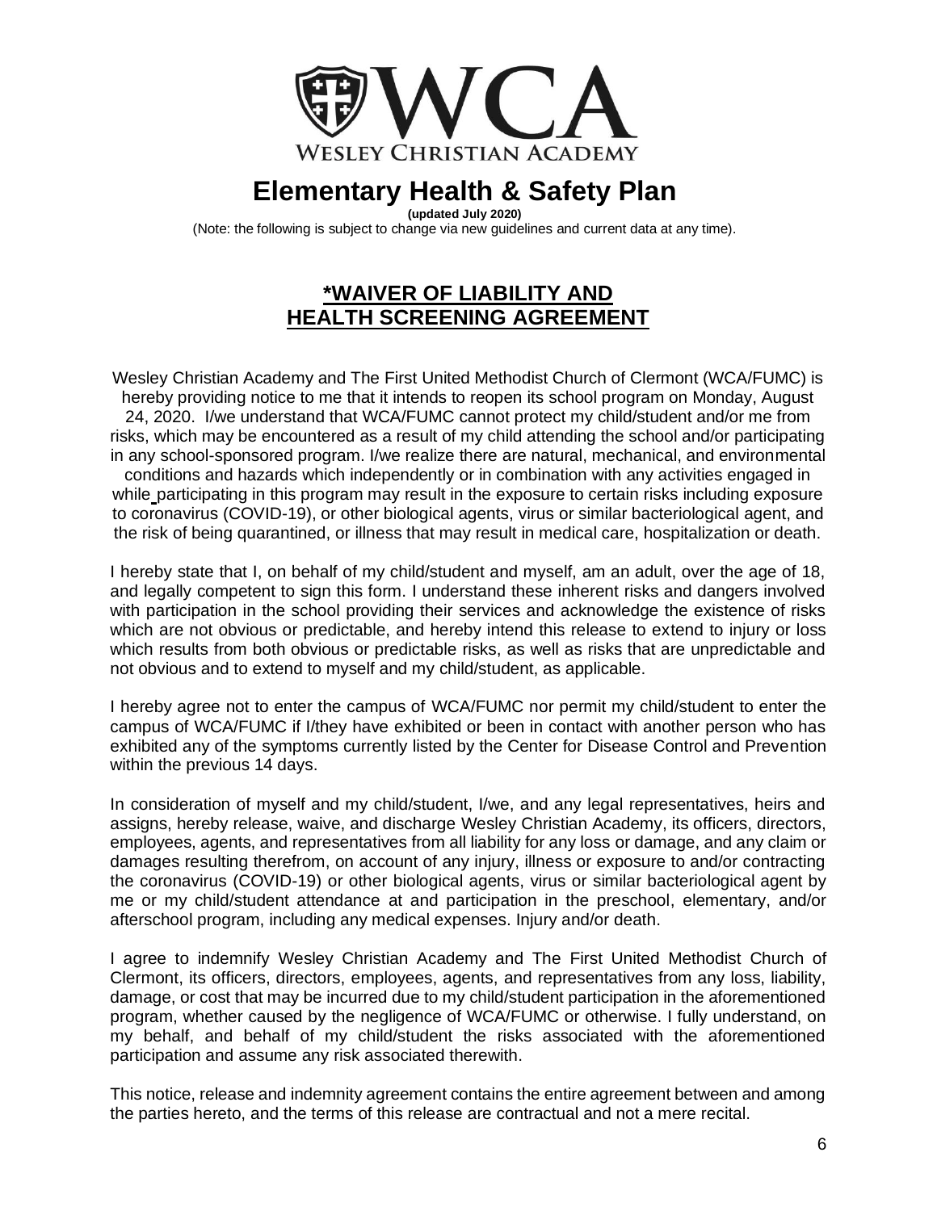WCA
WESLEY CHRISTIAN ACADEMY

# Elementary Health & Safety Plan

**(updated July 2020)**

(Note: the following is subject to change via new guidelines and current data at any time).

## *WAIVER OF LIABILITY AND HEALTH SCREENING AGREEMENT

Wesley Christian Academy and The First United Methodist Church of Clermont (WCA/FUMC) is hereby providing notice to me that it intends to reopen its school program on Monday, August 24, 2020. I/we understand that WCA/FUMC cannot protect my child/student and/or me from risks, which may be encountered as a result of my child attending the school and/or participating in any school-sponsored program. I/we realize there are natural, mechanical, and environmental conditions and hazards which independently or in combination with any activities engaged in while participating in this program may result in the exposure to certain risks including exposure to coronavirus (COVID-19), or other biological agents, virus or similar bacteriological agent, and the risk of being quarantined, or illness that may result in medical care, hospitalization or death.

I hereby state that I, on behalf of my child/student and myself, am an adult, over the age of 18, and legally competent to sign this form. I understand these inherent risks and dangers involved with participation in the school providing their services and acknowledge the existence of risks which are not obvious or predictable, and hereby intend this release to extend to injury or loss which results from both obvious or predictable risks, as well as risks that are unpredictable and not obvious and to extend to myself and my child/student, as applicable.

I hereby agree not to enter the campus of WCA/FUMC nor permit my child/student to enter the campus of WCA/FUMC if I/they have exhibited or been in contact with another person who has exhibited any of the symptoms currently listed by the Center for Disease Control and Prevention within the previous 14 days.

In consideration of myself and my child/student, I/we, and any legal representatives, heirs and assigns, hereby release, waive, and discharge Wesley Christian Academy, its officers, directors, employees, agents, and representatives from all liability for any loss or damage, and any claim or damages resulting therefrom, on account of any injury, illness or exposure to and/or contracting the coronavirus (COVID-19) or other biological agents, virus or similar bacteriological agent by me or my child/student attendance at and participation in the preschool, elementary, and/or afterschool program, including any medical expenses. Injury and/or death.

I agree to indemnify Wesley Christian Academy and The First United Methodist Church of Clermont, its officers, directors, employees, agents, and representatives from any loss, liability, damage, or cost that may be incurred due to my child/student participation in the aforementioned program, whether caused by the negligence of WCA/FUMC or otherwise. I fully understand, on my behalf, and behalf of my child/student the risks associated with the aforementioned participation and assume any risk associated therewith.

This notice, release and indemnity agreement contains the entire agreement between and among the parties hereto, and the terms of this release are contractual and not a mere recital.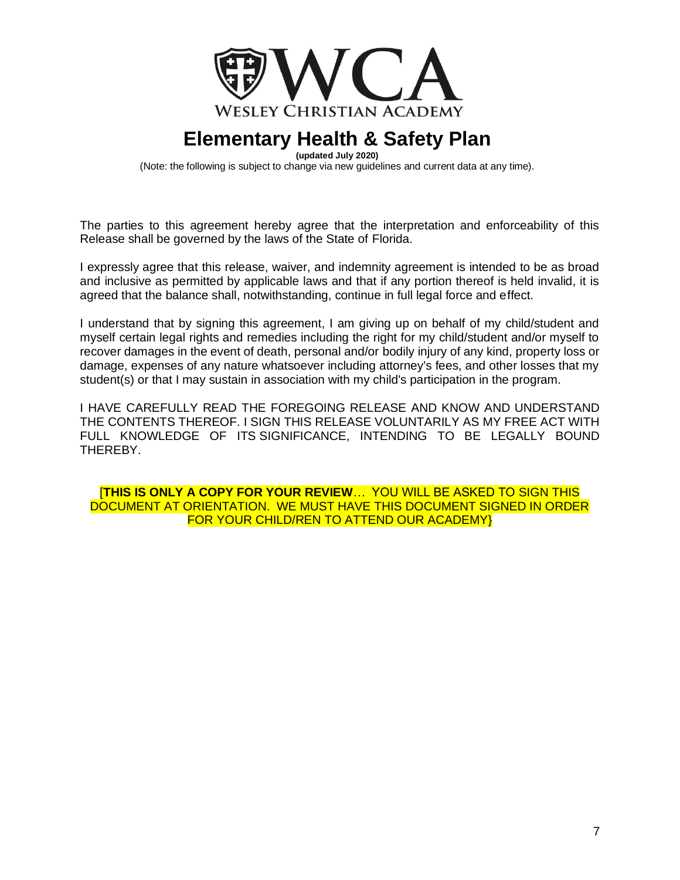WESLEY CHRISTIAN ACADEMY

# Elementary Health & Safety Plan

**(updated July 2020)**

(Note: the following is subject to change via new guidelines and current data at any time).

The parties to this agreement hereby agree that the interpretation and enforceability of this Release shall be governed by the laws of the State of Florida.

I expressly agree that this release, waiver, and indemnity agreement is intended to be as broad and inclusive as permitted by applicable laws and that if any portion thereof is held invalid, it is agreed that the balance shall, notwithstanding, continue in full legal force and effect.

I understand that by signing this agreement, I am giving up on behalf of my child/student and myself certain legal rights and remedies including the right for my child/student and/or myself to recover damages in the event of death, personal and/or bodily injury of any kind, property loss or damage, expenses of any nature whatsoever including attorney's fees, and other losses that my student(s) or that I may sustain in association with my child's participation in the program.

I HAVE CAREFULLY READ THE FOREGOING RELEASE AND KNOW AND UNDERSTAND THE CONTENTS THEREOF. I SIGN THIS RELEASE VOLUNTARILY AS MY FREE ACT WITH FULL KNOWLEDGE OF ITS SIGNIFICANCE, INTENDING TO BE LEGALLY BOUND THEREBY.

[**THIS IS ONLY A COPY FOR YOUR REVIEW**… YOU WILL BE ASKED TO SIGN THIS DOCUMENT AT ORIENTATION. WE MUST HAVE THIS DOCUMENT SIGNED IN ORDER FOR YOUR CHILD/REN TO ATTEND OUR ACADEMY}